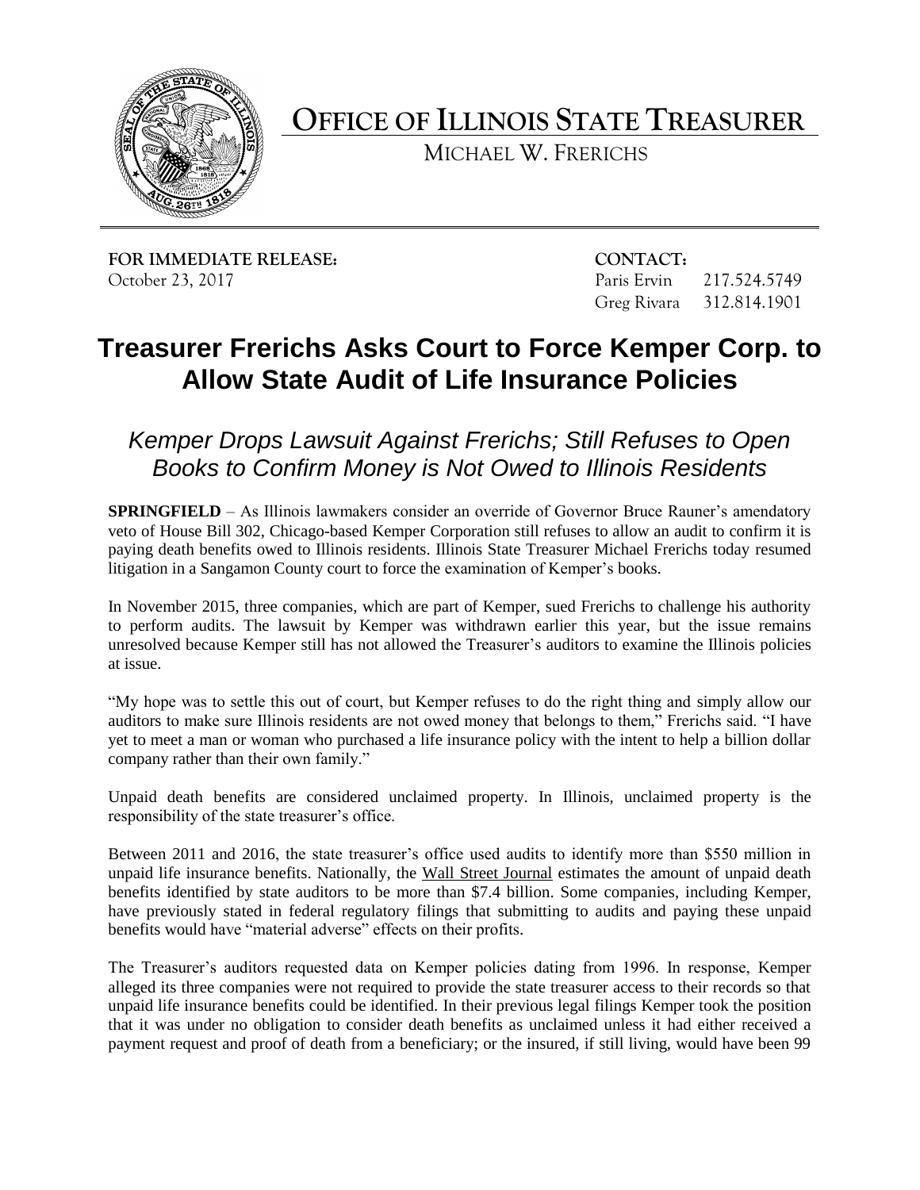# OFFICE OF ILLINOIS STATE TREASURER

MICHAEL W. FRERICHS

**FOR IMMEDIATE RELEASE:**
October 23, 2017

**CONTACT:**
Paris Ervin 217.524.5749
Greg Rivara 312.814.1901

## Treasurer Frerichs Asks Court to Force Kemper Corp. to Allow State Audit of Life Insurance Policies

### *Kemper Drops Lawsuit Against Frerichs; Still Refuses to Open Books to Confirm Money is Not Owed to Illinois Residents*

**SPRINGFIELD** – As Illinois lawmakers consider an override of Governor Bruce Rauner's amendatory veto of House Bill 302, Chicago-based Kemper Corporation still refuses to allow an audit to confirm it is paying death benefits owed to Illinois residents. Illinois State Treasurer Michael Frerichs today resumed litigation in a Sangamon County court to force the examination of Kemper's books.

In November 2015, three companies, which are part of Kemper, sued Frerichs to challenge his authority to perform audits. The lawsuit by Kemper was withdrawn earlier this year, but the issue remains unresolved because Kemper still has not allowed the Treasurer's auditors to examine the Illinois policies at issue.

"My hope was to settle this out of court, but Kemper refuses to do the right thing and simply allow our auditors to make sure Illinois residents are not owed money that belongs to them," Frerichs said. "I have yet to meet a man or woman who purchased a life insurance policy with the intent to help a billion dollar company rather than their own family."

Unpaid death benefits are considered unclaimed property. In Illinois, unclaimed property is the responsibility of the state treasurer's office.

Between 2011 and 2016, the state treasurer's office used audits to identify more than $550 million in unpaid life insurance benefits. Nationally, the Wall Street Journal estimates the amount of unpaid death benefits identified by state auditors to be more than $7.4 billion. Some companies, including Kemper, have previously stated in federal regulatory filings that submitting to audits and paying these unpaid benefits would have "material adverse" effects on their profits.

The Treasurer's auditors requested data on Kemper policies dating from 1996. In response, Kemper alleged its three companies were not required to provide the state treasurer access to their records so that unpaid life insurance benefits could be identified. In their previous legal filings Kemper took the position that it was under no obligation to consider death benefits as unclaimed unless it had either received a payment request and proof of death from a beneficiary; or the insured, if still living, would have been 99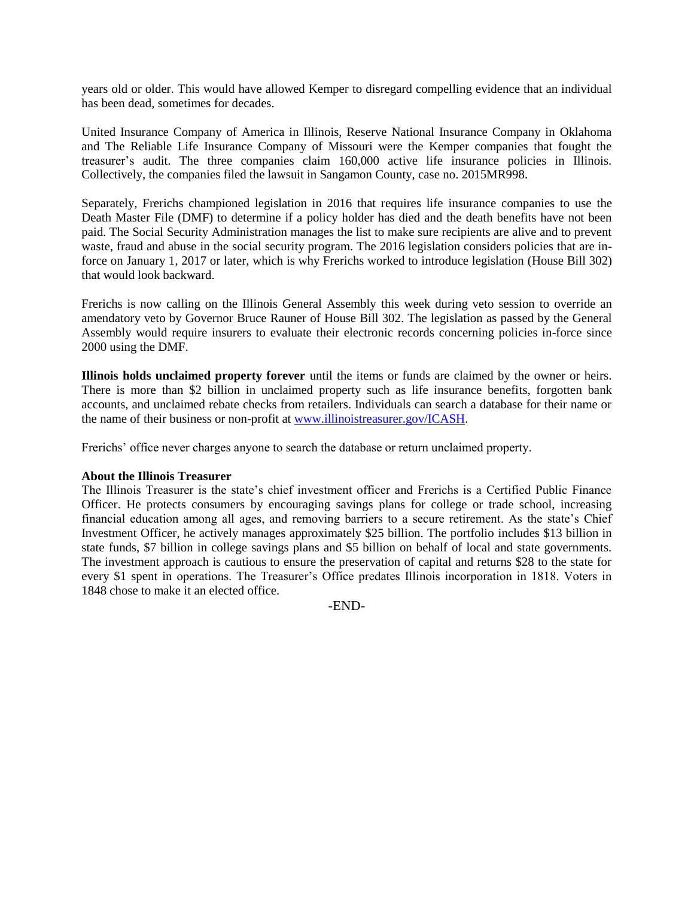years old or older. This would have allowed Kemper to disregard compelling evidence that an individual has been dead, sometimes for decades.

United Insurance Company of America in Illinois, Reserve National Insurance Company in Oklahoma and The Reliable Life Insurance Company of Missouri were the Kemper companies that fought the treasurer's audit. The three companies claim 160,000 active life insurance policies in Illinois. Collectively, the companies filed the lawsuit in Sangamon County, case no. 2015MR998.

Separately, Frerichs championed legislation in 2016 that requires life insurance companies to use the Death Master File (DMF) to determine if a policy holder has died and the death benefits have not been paid. The Social Security Administration manages the list to make sure recipients are alive and to prevent waste, fraud and abuse in the social security program. The 2016 legislation considers policies that are in-force on January 1, 2017 or later, which is why Frerichs worked to introduce legislation (House Bill 302) that would look backward.

Frerichs is now calling on the Illinois General Assembly this week during veto session to override an amendatory veto by Governor Bruce Rauner of House Bill 302. The legislation as passed by the General Assembly would require insurers to evaluate their electronic records concerning policies in-force since 2000 using the DMF.

**Illinois holds unclaimed property forever** until the items or funds are claimed by the owner or heirs. There is more than $2 billion in unclaimed property such as life insurance benefits, forgotten bank accounts, and unclaimed rebate checks from retailers. Individuals can search a database for their name or the name of their business or non-profit at [www.illinoistreasurer.gov/ICASH](www.illinoistreasurer.gov/ICASH).

Frerichs' office never charges anyone to search the database or return unclaimed property.

**About the Illinois Treasurer**

The Illinois Treasurer is the state's chief investment officer and Frerichs is a Certified Public Finance Officer. He protects consumers by encouraging savings plans for college or trade school, increasing financial education among all ages, and removing barriers to a secure retirement. As the state's Chief Investment Officer, he actively manages approximately $25 billion. The portfolio includes $13 billion in state funds, $7 billion in college savings plans and $5 billion on behalf of local and state governments. The investment approach is cautious to ensure the preservation of capital and returns $28 to the state for every $1 spent in operations. The Treasurer's Office predates Illinois incorporation in 1818. Voters in 1848 chose to make it an elected office.

-END-